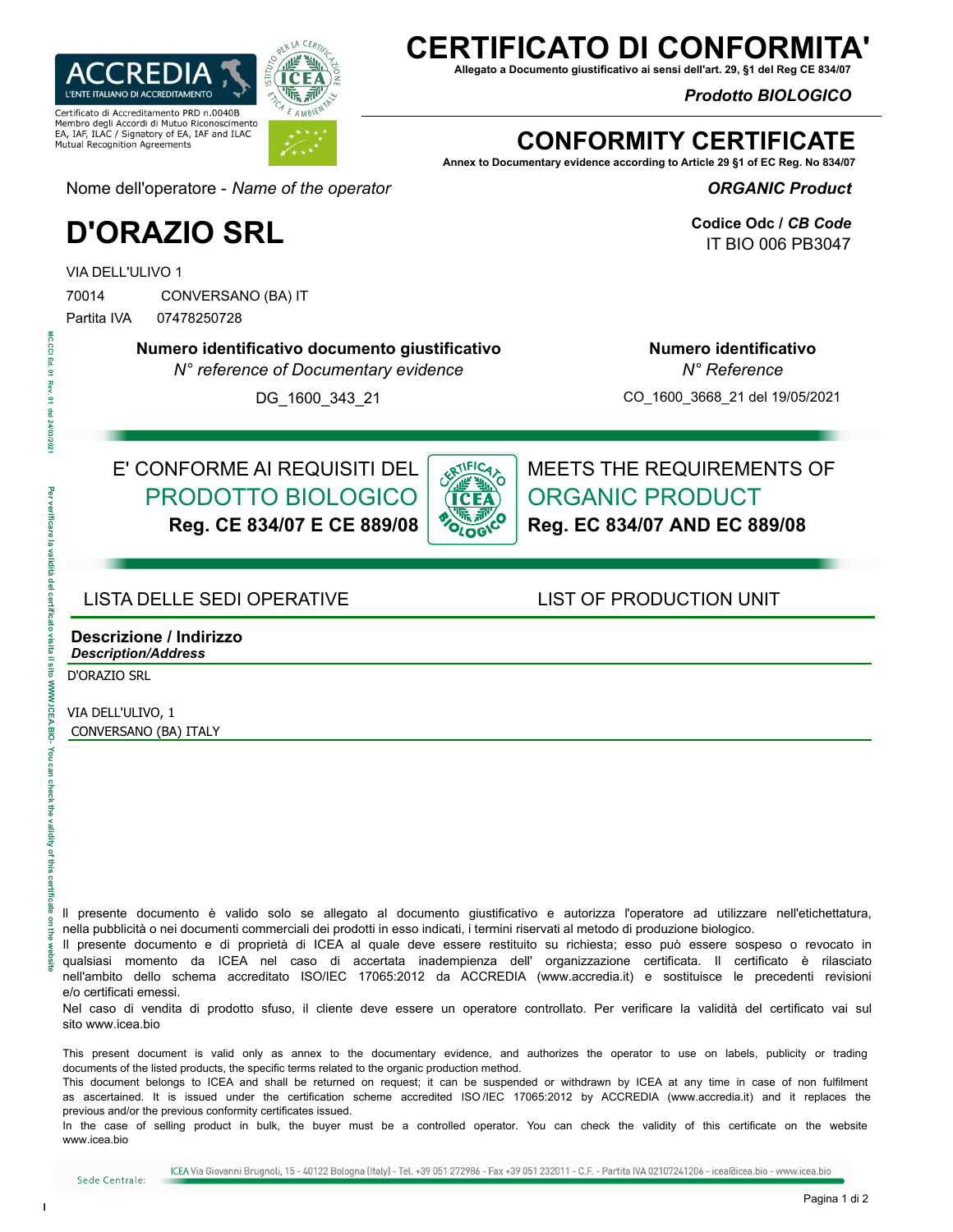# CERTIFICATO DI CONFORMITA'

**Allegato a Documento giustificativo ai sensi dell'art. 29, §1 del Reg CE 834/07**

***Prodotto BIOLOGICO***

Certificato di Accreditamento PRD n.0040B
Membro degli Accordi di Mutuo Riconoscimento EA, IAF, ILAC / Signatory of EA, IAF and ILAC Mutual Recognition Agreements

# CONFORMITY CERTIFICATE

**Annex to Documentary evidence according to Article 29 §1 of EC Reg. No 834/07**

***ORGANIC Product***

Nome dell'operatore - *Name of the operator*

**Codice Odc /** ***CB Code***
IT BIO 006 PB3047

## D'ORAZIO SRL

VIA DELL'ULIVO 1
70014 CONVERSANO (BA) IT
Partita IVA 07478250728

| **Numero identificativo documento giustificativo** *N° reference of Documentary evidence* | **Numero identificativo** *N° Reference* |
|---|---|
| DG_1600_343_21 | CO_1600_3668_21 del 19/05/2021 |

E' CONFORME AI REQUISITI DEL **PRODOTTO BIOLOGICO** **Reg. CE 834/07 E CE 889/08**

MEETS THE REQUIREMENTS OF **ORGANIC PRODUCT** **Reg. EC 834/07 AND EC 889/08**

### LISTA DELLE SEDI OPERATIVE / LIST OF PRODUCTION UNIT

| **Descrizione / Indirizzo** ***Description/Address*** |
|---|
| D'ORAZIO SRL<br><br>VIA DELL'ULIVO, 1<br>CONVERSANO (BA) ITALY |

Il presente documento è valido solo se allegato al documento giustificativo e autorizza l'operatore ad utilizzare nell'etichettatura, nella pubblicità o nei documenti commerciali dei prodotti in esso indicati, i termini riservati al metodo di produzione biologico.
Il presente documento e di proprietà di ICEA al quale deve essere restituito su richiesta; esso può essere sospeso o revocato in qualsiasi momento da ICEA nel caso di accertata inadempienza dell' organizzazione certificata. Il certificato è rilasciato nell'ambito dello schema accreditato ISO/IEC 17065:2012 da ACCREDIA (www.accredia.it) e sostituisce le precedenti revisioni e/o certificati emessi.
Nel caso di vendita di prodotto sfuso, il cliente deve essere un operatore controllato. Per verificare la validità del certificato vai sul sito www.icea.bio

This present document is valid only as annex to the documentary evidence, and authorizes the operator to use on labels, publicity or trading documents of the listed products, the specific terms related to the organic production method.
This document belongs to ICEA and shall be returned on request; it can be suspended or withdrawn by ICEA at any time in case of non fulfilment as ascertained. It is issued under the certification scheme accredited ISO/IEC 17065:2012 by ACCREDIA (www.accredia.it) and it replaces the previous and/or the previous conformity certificates issued.
In the case of selling product in bulk, the buyer must be a controlled operator. You can check the validity of this certificate on the website www.icea.bio

Per verificare la validità del certificato visita il sito WWW.ICEA.BIO - You can check the validity of this certificate on the website

MC.CO Ed. 01 Rev. 01 del 24/03/2021

Sede Centrale: ICEA Via Giovanni Brugnoli, 15 - 40122 Bologna (Italy) - Tel. +39 051 272986 - Fax +39 051 232011 - C.F. - Partita IVA 02107241206 - icea@icea.bio - www.icea.bio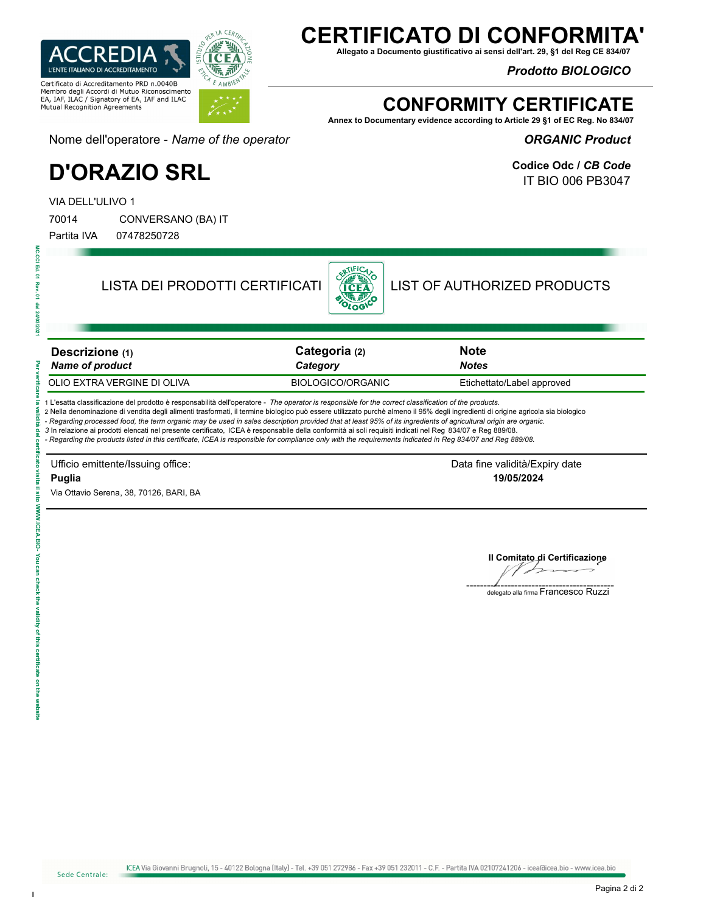ACCREDIA
L'ENTE ITALIANO DI ACCREDITAMENTO

Certificato di Accreditamento PRD n.0040B
Membro degli Accordi di Mutuo Riconoscimento
EA, IAF, ILAC / Signatory of EA, IAF and ILAC
Mutual Recognition Agreements

# CERTIFICATO DI CONFORMITA'

**Allegato a Documento giustificativo ai sensi dell'art. 29, §1 del Reg CE 834/07**

***Prodotto BIOLOGICO***

# CONFORMITY CERTIFICATE

**Annex to Documentary evidence according to Article 29 §1 of EC Reg. No 834/07**

***ORGANIC Product***

Nome dell'operatore - *Name of the operator*

# D'ORAZIO SRL

**Codice Odc / *CB Code***
IT BIO 006 PB3047

VIA DELL'ULIVO 1
70014 CONVERSANO (BA) IT
Partita IVA 07478250728

MC.CCI Ed. 01 Rev. 01 del 24/03/2021

## LISTA DEI PRODOTTI CERTIFICATI — LIST OF AUTHORIZED PRODUCTS

| **Descrizione** (1) *Name of product* | **Categoria** (2) *Category* | **Note** *Notes* |
|---|---|---|
| OLIO EXTRA VERGINE DI OLIVA | BIOLOGICO/ORGANIC | Etichettato/Label approved |

1 L'esatta classificazione del prodotto è responsabilità dell'operatore - *The operator is responsible for the correct classification of the products.*
2 Nella denominazione di vendita degli alimenti trasformati, il termine biologico può essere utilizzato purchè almeno il 95% degli ingredienti di origine agricola sia biologico
*- Regarding processed food, the term organic may be used in sales description provided that at least 95% of its ingredients of agricultural origin are organic.*
3 In relazione ai prodotti elencati nel presente certificato, ICEA è responsabile della conformità ai soli requisiti indicati nel Reg 834/07 e Reg 889/08.
*- Regarding the products listed in this certificate, ICEA is responsible for compliance only with the requirements indicated in Reg 834/07 and Reg 889/08.*

Ufficio emittente/Issuing office:
**Puglia**
Via Ottavio Serena, 38, 70126, BARI, BA

Data fine validità/Expiry date
**19/05/2024**

**Il Comitato di Certificazione**
delegato alla firma Francesco Ruzzi

Per verificare la validità del certificato visita il sito WWW.ICEA.BIO- You can check the validity of this certificate on the website

Sede Centrale: ICEA Via Giovanni Brugnoli, 15 - 40122 Bologna (Italy) - Tel. +39 051 272986 - Fax +39 051 232011 - C.F. - Partita IVA 02107241206 - icea@icea.bio - www.icea.bio